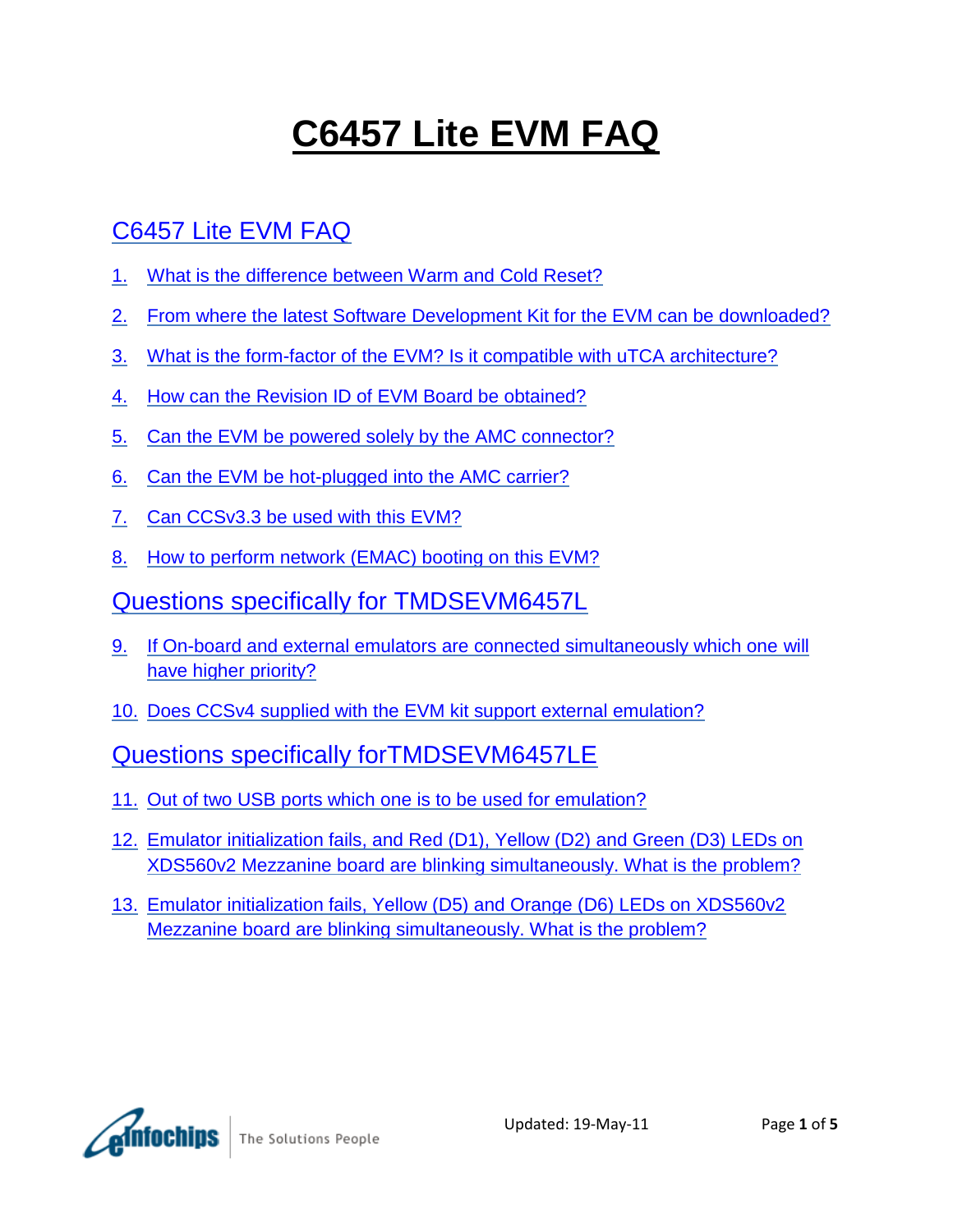# C6457 Lite EVM FAQ

## C6457 Lite EVM FAQ

1. What is the difference between Warm and Cold Reset?
2. From where the latest Software Development Kit for the EVM can be downloaded?
3. What is the form-factor of the EVM? Is it compatible with uTCA architecture?
4. How can the Revision ID of EVM Board be obtained?
5. Can the EVM be powered solely by the AMC connector?
6. Can the EVM be hot-plugged into the AMC carrier?
7. Can CCSv3.3 be used with this EVM?
8. How to perform network (EMAC) booting on this EVM?

## Questions specifically for TMDSEVM6457L

9. If On-board and external emulators are connected simultaneously which one will have higher priority?
10. Does CCSv4 supplied with the EVM kit support external emulation?

## Questions specifically forTMDSEVM6457LE

11. Out of two USB ports which one is to be used for emulation?
12. Emulator initialization fails, and Red (D1), Yellow (D2) and Green (D3) LEDs on XDS560v2 Mezzanine board are blinking simultaneously. What is the problem?
13. Emulator initialization fails, Yellow (D5) and Orange (D6) LEDs on XDS560v2 Mezzanine board are blinking simultaneously. What is the problem?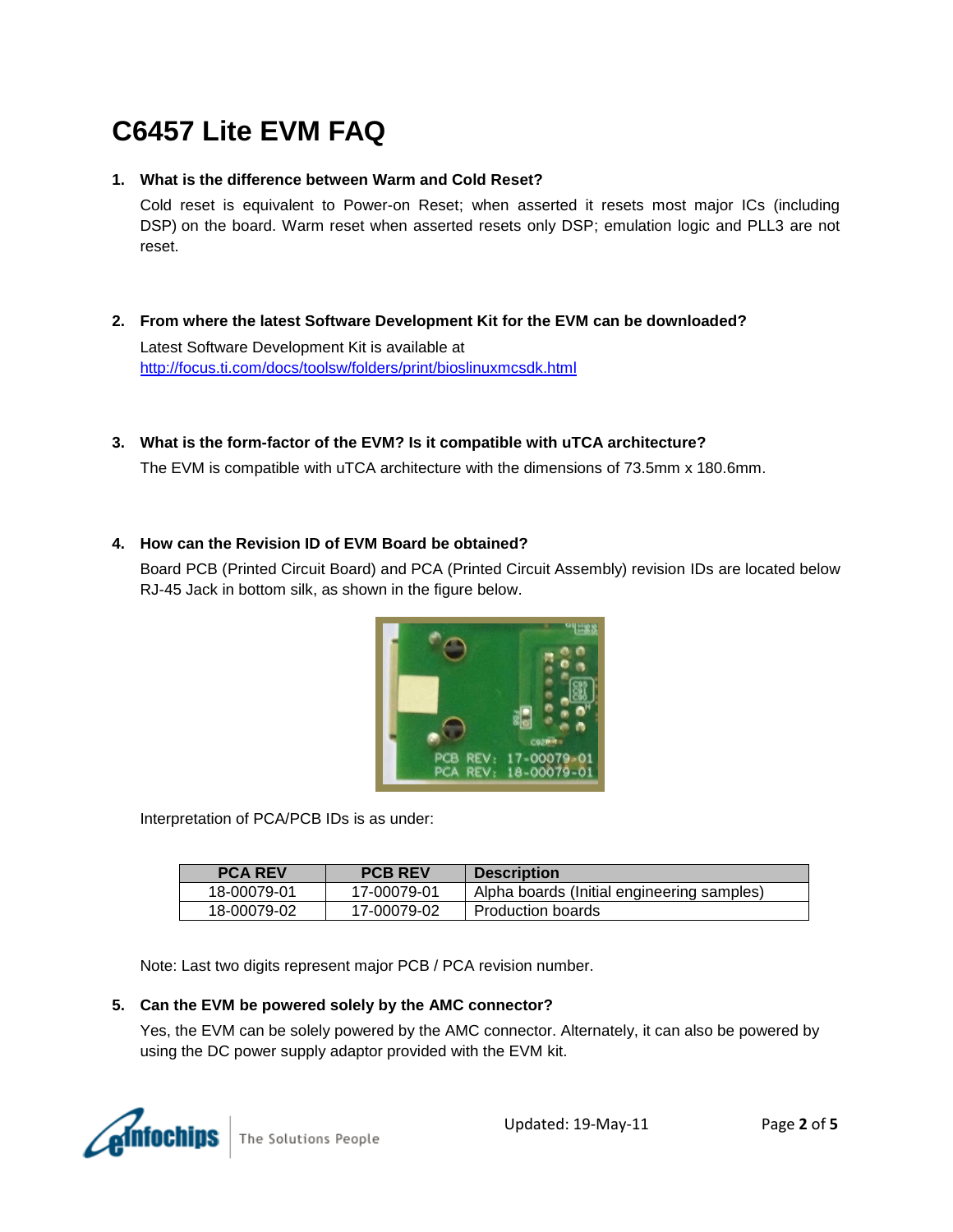# C6457 Lite EVM FAQ

1. **What is the difference between Warm and Cold Reset?**

   Cold reset is equivalent to Power-on Reset; when asserted it resets most major ICs (including DSP) on the board. Warm reset when asserted resets only DSP; emulation logic and PLL3 are not reset.

2. **From where the latest Software Development Kit for the EVM can be downloaded?**

   Latest Software Development Kit is available at
   http://focus.ti.com/docs/toolsw/folders/print/bioslinuxmcsdk.html

3. **What is the form-factor of the EVM? Is it compatible with uTCA architecture?**

   The EVM is compatible with uTCA architecture with the dimensions of 73.5mm x 180.6mm.

4. **How can the Revision ID of EVM Board be obtained?**

   Board PCB (Printed Circuit Board) and PCA (Printed Circuit Assembly) revision IDs are located below RJ-45 Jack in bottom silk, as shown in the figure below.

   Interpretation of PCA/PCB IDs is as under:

   | PCA REV | PCB REV | Description |
   | --- | --- | --- |
   | 18-00079-01 | 17-00079-01 | Alpha boards (Initial engineering samples) |
   | 18-00079-02 | 17-00079-02 | Production boards |

   Note: Last two digits represent major PCB / PCA revision number.

5. **Can the EVM be powered solely by the AMC connector?**

   Yes, the EVM can be solely powered by the AMC connector. Alternately, it can also be powered by using the DC power supply adaptor provided with the EVM kit.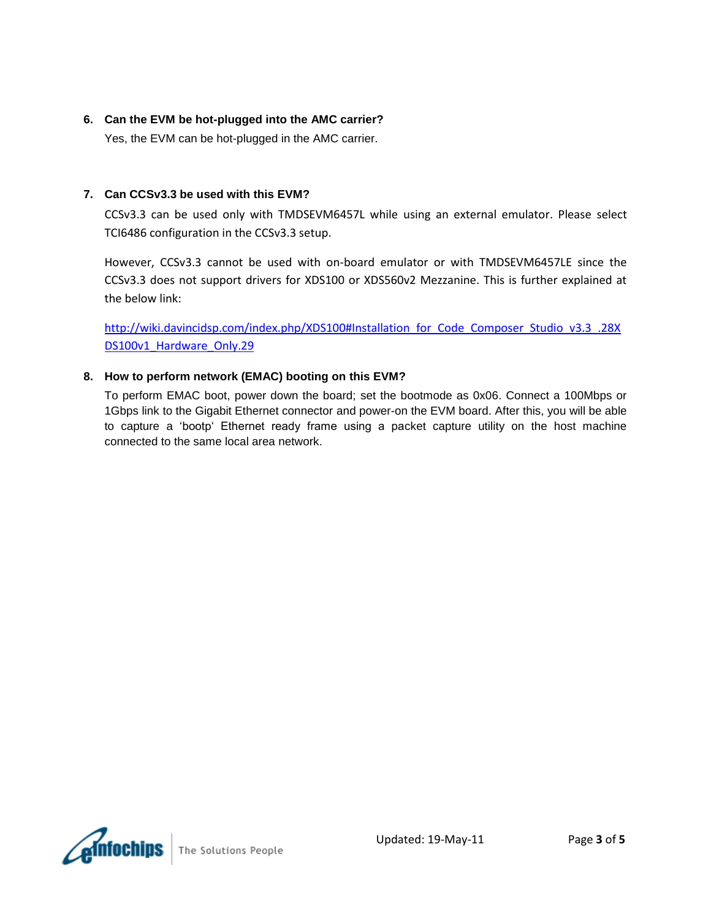6. **Can the EVM be hot-plugged into the AMC carrier?**

   Yes, the EVM can be hot-plugged in the AMC carrier.

7. **Can CCSv3.3 be used with this EVM?**

   CCSv3.3 can be used only with TMDSEVM6457L while using an external emulator. Please select TCI6486 configuration in the CCSv3.3 setup.

   However, CCSv3.3 cannot be used with on-board emulator or with TMDSEVM6457LE since the CCSv3.3 does not support drivers for XDS100 or XDS560v2 Mezzanine. This is further explained at the below link:

   [http://wiki.davincidsp.com/index.php/XDS100#Installation_for_Code_Composer_Studio_v3.3_.28XDS100v1_Hardware_Only.29](http://wiki.davincidsp.com/index.php/XDS100#Installation_for_Code_Composer_Studio_v3.3_.28XDS100v1_Hardware_Only.29)

8. **How to perform network (EMAC) booting on this EVM?**

   To perform EMAC boot, power down the board; set the bootmode as 0x06. Connect a 100Mbps or 1Gbps link to the Gigabit Ethernet connector and power-on the EVM board. After this, you will be able to capture a 'bootp' Ethernet ready frame using a packet capture utility on the host machine connected to the same local area network.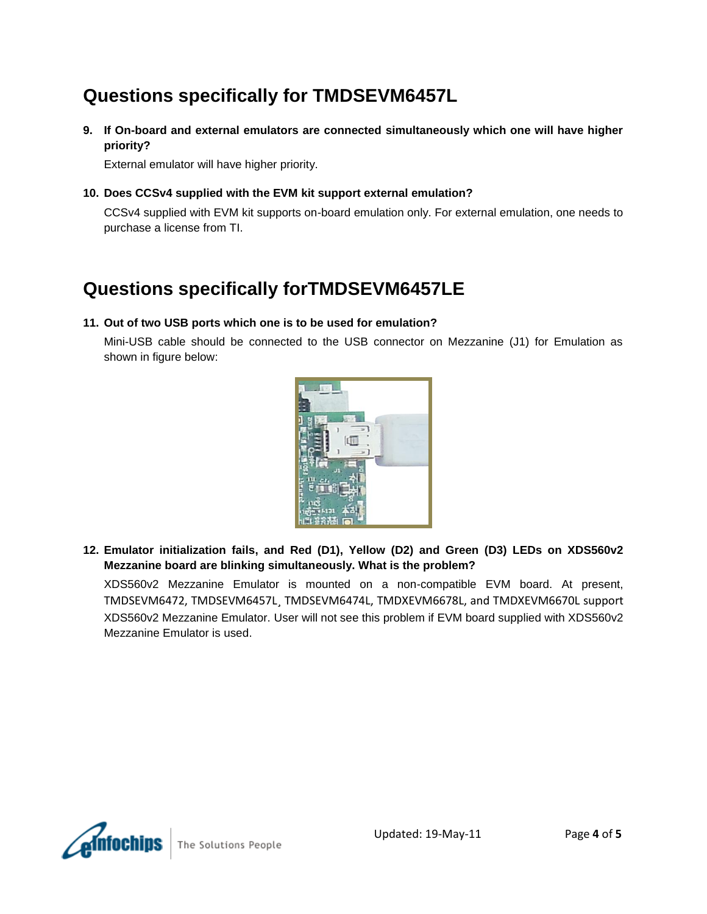## Questions specifically for TMDSEVM6457L

**9. If On-board and external emulators are connected simultaneously which one will have higher priority?**

External emulator will have higher priority.

**10. Does CCSv4 supplied with the EVM kit support external emulation?**

CCSv4 supplied with EVM kit supports on-board emulation only. For external emulation, one needs to purchase a license from TI.

## Questions specifically forTMDSEVM6457LE

**11. Out of two USB ports which one is to be used for emulation?**

Mini-USB cable should be connected to the USB connector on Mezzanine (J1) for Emulation as shown in figure below:

**12. Emulator initialization fails, and Red (D1), Yellow (D2) and Green (D3) LEDs on XDS560v2 Mezzanine board are blinking simultaneously. What is the problem?**

XDS560v2 Mezzanine Emulator is mounted on a non-compatible EVM board. At present, TMDSEVM6472, TMDSEVM6457L¸ TMDSEVM6474L, TMDXEVM6678L, and TMDXEVM6670L support XDS560v2 Mezzanine Emulator. User will not see this problem if EVM board supplied with XDS560v2 Mezzanine Emulator is used.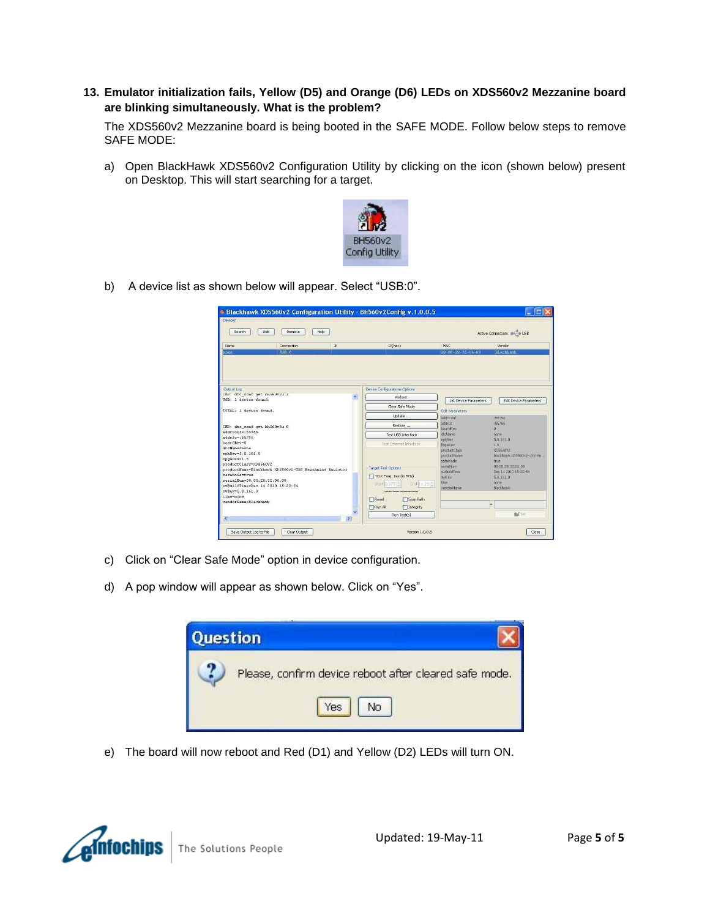**13. Emulator initialization fails, Yellow (D5) and Orange (D6) LEDs on XDS560v2 Mezzanine board are blinking simultaneously. What is the problem?**

The XDS560v2 Mezzanine board is being booted in the SAFE MODE. Follow below steps to remove SAFE MODE:

a) Open BlackHawk XDS560v2 Configuration Utility by clicking on the icon (shown below) present on Desktop. This will start searching for a target.

b) A device list as shown below will appear. Select “USB:0”.

c) Click on “Clear Safe Mode” option in device configuration.

d) A pop window will appear as shown below. Click on “Yes”.

e) The board will now reboot and Red (D1) and Yellow (D2) LEDs will turn ON.